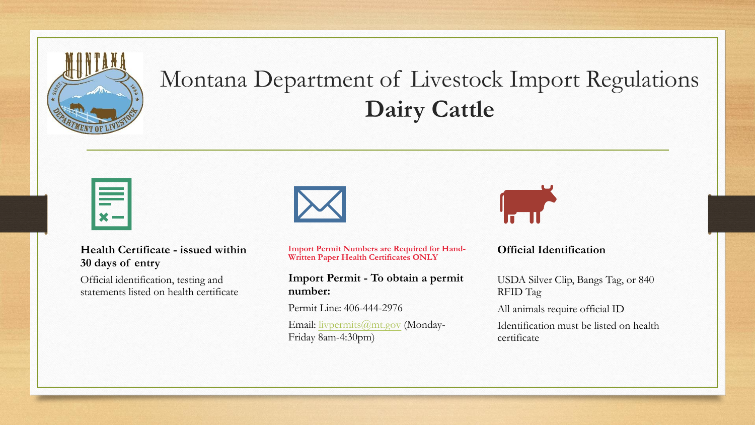# Montana Department of Livestock Import Regulations
## **Dairy Cattle**

**Health Certificate - issued within 30 days of entry**

Official identification, testing and statements listed on health certificate

**Import Permit Numbers are Required for Hand-Written Paper Health Certificates ONLY**

**Import Permit - To obtain a permit number:**

Permit Line: 406-444-2976

Email: livpermits@mt.gov (Monday-Friday 8am-4:30pm)

**Official Identification**

USDA Silver Clip, Bangs Tag, or 840 RFID Tag

All animals require official ID

Identification must be listed on health certificate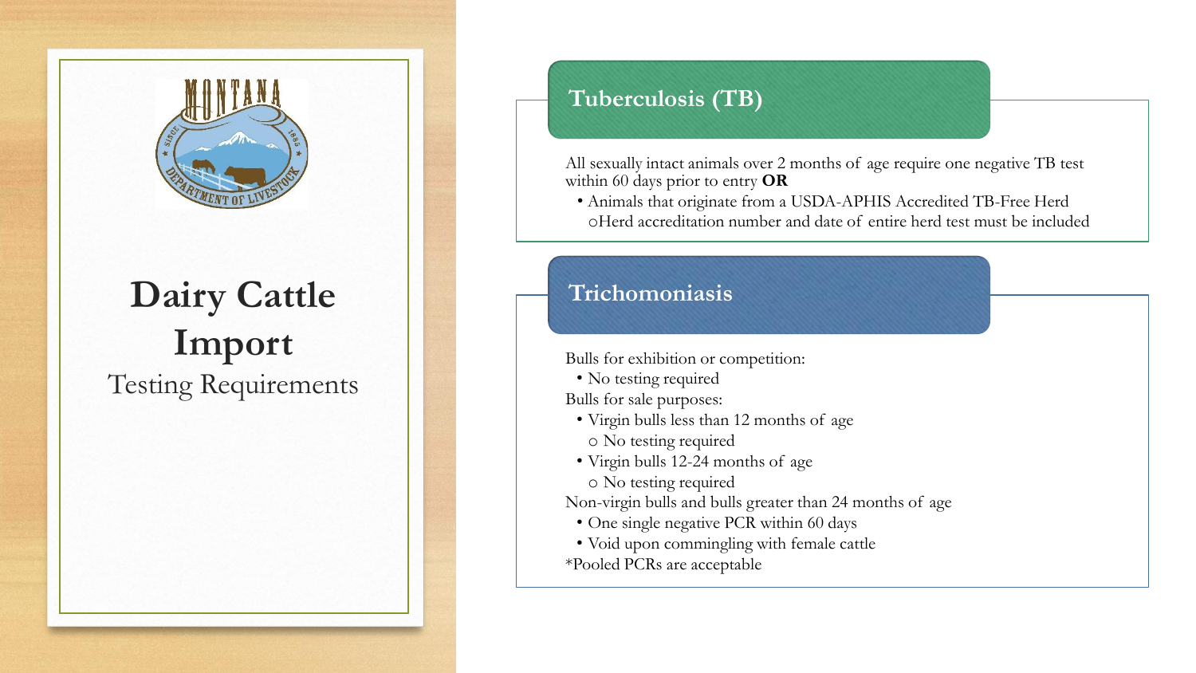# Dairy Cattle Import

Testing Requirements

## Tuberculosis (TB)

All sexually intact animals over 2 months of age require one negative TB test within 60 days prior to entry **OR**

- Animals that originate from a USDA-APHIS Accredited TB-Free Herd
  - Herd accreditation number and date of entire herd test must be included

## Trichomoniasis

Bulls for exhibition or competition:

- No testing required

Bulls for sale purposes:

- Virgin bulls less than 12 months of age
  - No testing required
- Virgin bulls 12-24 months of age
  - No testing required

Non-virgin bulls and bulls greater than 24 months of age

- One single negative PCR within 60 days
- Void upon commingling with female cattle

*Pooled PCRs are acceptable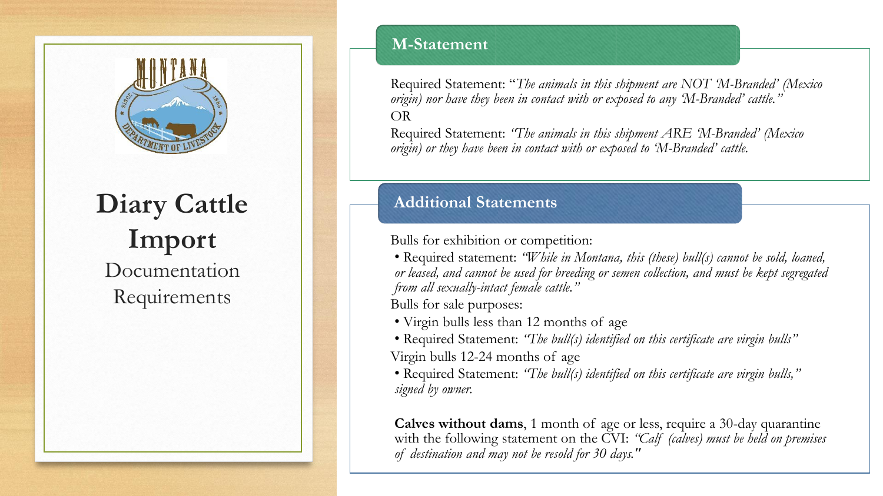# Diary Cattle Import

Documentation Requirements

## M-Statement

Required Statement: "*The animals in this shipment are NOT 'M-Branded' (Mexico origin) nor have they been in contact with or exposed to any 'M-Branded' cattle.*"

OR

Required Statement: *"The animals in this shipment ARE 'M-Branded' (Mexico origin) or they have been in contact with or exposed to 'M-Branded' cattle.*

## Additional Statements

Bulls for exhibition or competition:

- Required statement: *"While in Montana, this (these) bull(s) cannot be sold, loaned, or leased, and cannot be used for breeding or semen collection, and must be kept segregated from all sexually-intact female cattle."*

Bulls for sale purposes:

- Virgin bulls less than 12 months of age
- Required Statement: *"The bull(s) identified on this certificate are virgin bulls"*

Virgin bulls 12-24 months of age

- Required Statement: *"The bull(s) identified on this certificate are virgin bulls," signed by owner.*

**Calves without dams**, 1 month of age or less, require a 30-day quarantine with the following statement on the CVI: *"Calf (calves) must be held on premises of destination and may not be resold for 30 days."*